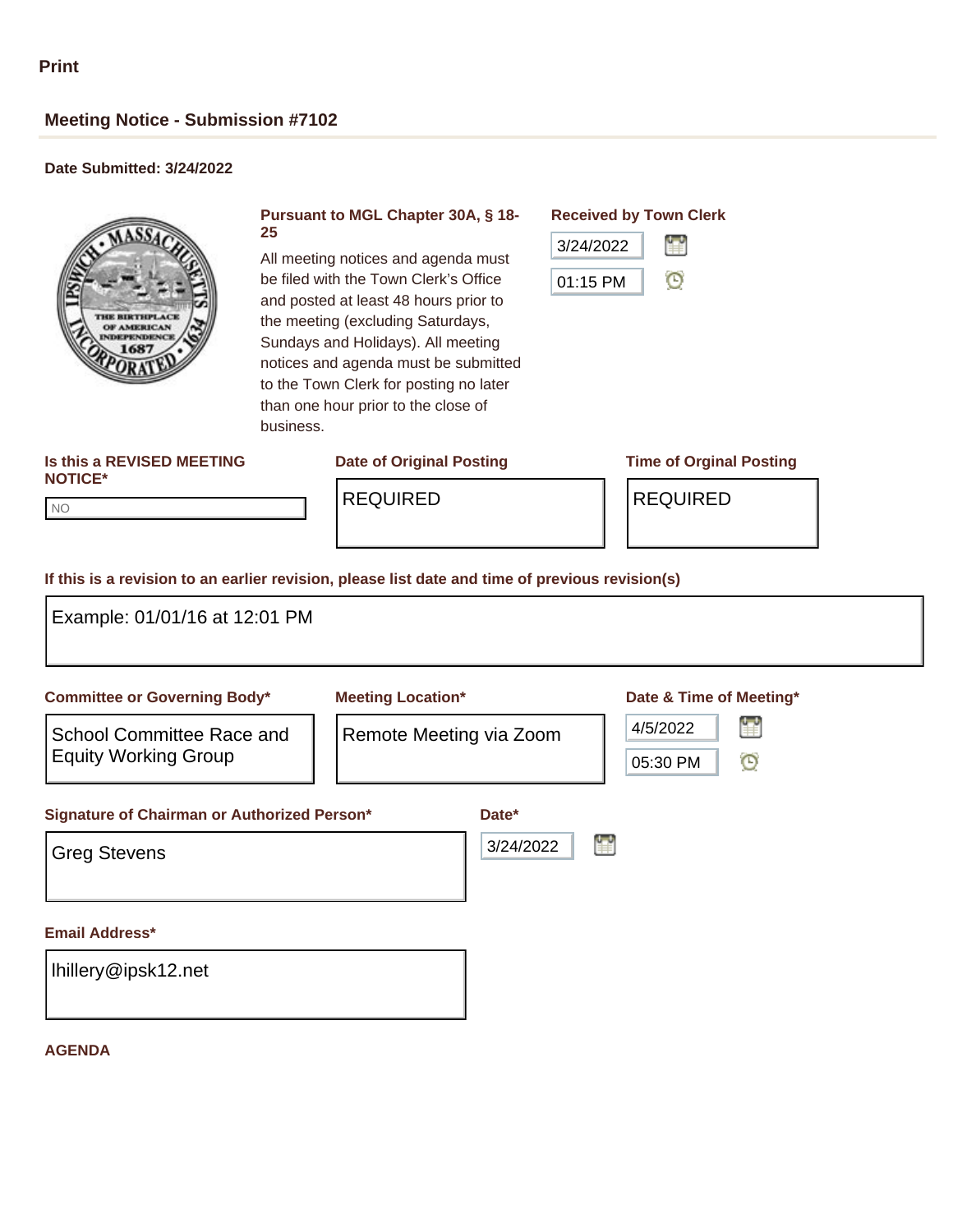Print

## Meeting Notice - Submission #7102

**Date Submitted: 3/24/2022**

**Pursuant to MGL Chapter 30A, § 18-25**

All meeting notices and agenda must be filed with the Town Clerk's Office and posted at least 48 hours prior to the meeting (excluding Saturdays, Sundays and Holidays). All meeting notices and agenda must be submitted to the Town Clerk for posting no later than one hour prior to the close of business.

**Received by Town Clerk**

3/24/2022

01:15 PM

**Is this a REVISED MEETING NOTICE\***

NO

**Date of Original Posting**

REQUIRED

**Time of Orginal Posting**

REQUIRED

**If this is a revision to an earlier revision, please list date and time of previous revision(s)**

Example: 01/01/16 at 12:01 PM

**Committee or Governing Body\***

School Committee Race and Equity Working Group

**Meeting Location\***

Remote Meeting via Zoom

**Date & Time of Meeting\***

4/5/2022

05:30 PM

**Signature of Chairman or Authorized Person\***

Greg Stevens

**Date\***

3/24/2022

**Email Address\***

lhillery@ipsk12.net

**AGENDA**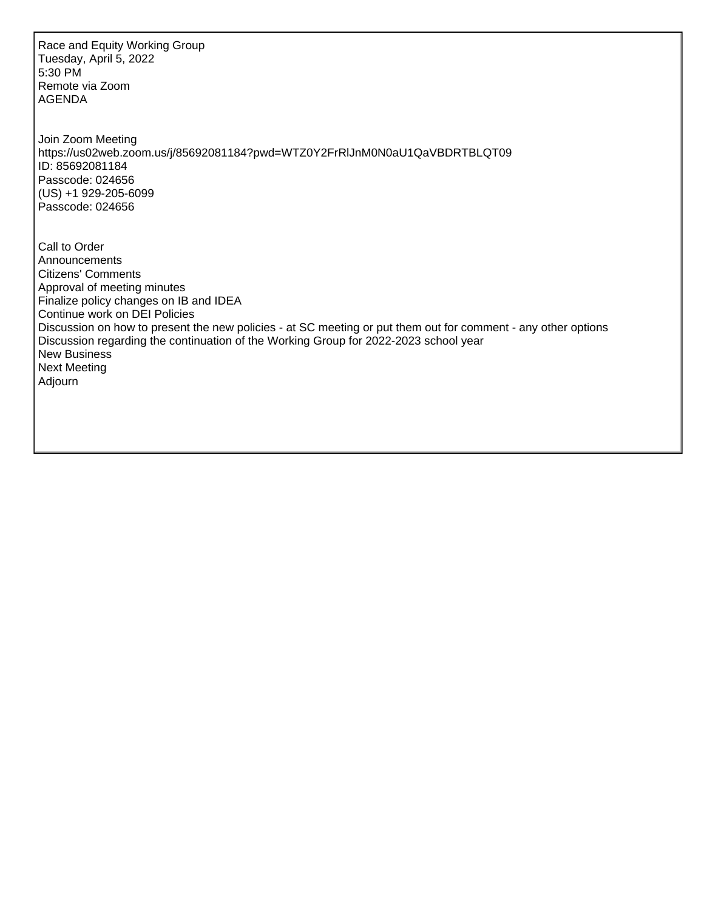Race and Equity Working Group
Tuesday, April 5, 2022
5:30 PM
Remote via Zoom
AGENDA

Join Zoom Meeting
https://us02web.zoom.us/j/85692081184?pwd=WTZ0Y2FrRlJnM0N0aU1QaVBDRTBLQT09
ID: 85692081184
Passcode: 024656
(US) +1 929-205-6099
Passcode: 024656

Call to Order
Announcements
Citizens' Comments
Approval of meeting minutes
Finalize policy changes on IB and IDEA
Continue work on DEI Policies
Discussion on how to present the new policies - at SC meeting or put them out for comment - any other options
Discussion regarding the continuation of the Working Group for 2022-2023 school year
New Business
Next Meeting
Adjourn